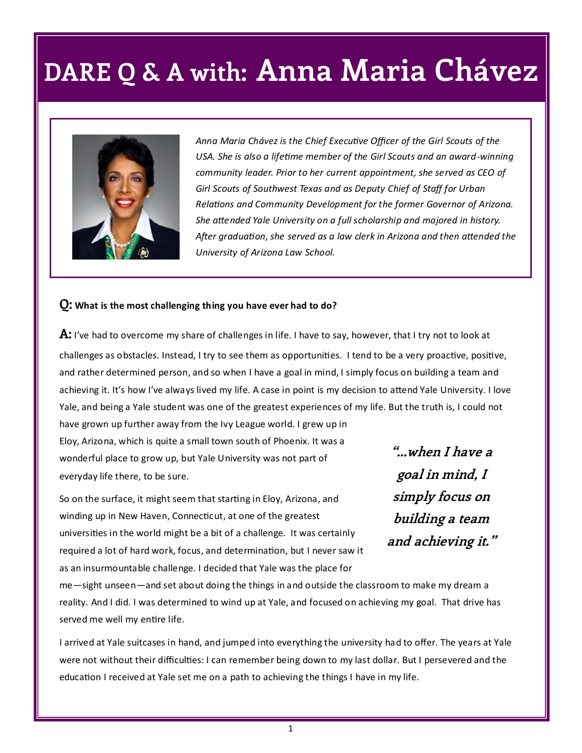# DARE Q & A with: Anna Maria Chávez

*Anna Maria Chávez is the Chief Executive Officer of the Girl Scouts of the USA. She is also a lifetime member of the Girl Scouts and an award-winning community leader. Prior to her current appointment, she served as CEO of Girl Scouts of Southwest Texas and as Deputy Chief of Staff for Urban Relations and Community Development for the former Governor of Arizona. She attended Yale University on a full scholarship and majored in history. After graduation, she served as a law clerk in Arizona and then attended the University of Arizona Law School.*

**Q: What is the most challenging thing you have ever had to do?**

**A:** I've had to overcome my share of challenges in life. I have to say, however, that I try not to look at challenges as obstacles. Instead, I try to see them as opportunities. I tend to be a very proactive, positive, and rather determined person, and so when I have a goal in mind, I simply focus on building a team and achieving it. It's how I've always lived my life. A case in point is my decision to attend Yale University. I love Yale, and being a Yale student was one of the greatest experiences of my life. But the truth is, I could not have grown up further away from the Ivy League world. I grew up in Eloy, Arizona, which is quite a small town south of Phoenix. It was a wonderful place to grow up, but Yale University was not part of everyday life there, to be sure.

> ***"…when I have a goal in mind, I simply focus on building a team and achieving it."***

So on the surface, it might seem that starting in Eloy, Arizona, and winding up in New Haven, Connecticut, at one of the greatest universities in the world might be a bit of a challenge. It was certainly required a lot of hard work, focus, and determination, but I never saw it as an insurmountable challenge. I decided that Yale was the place for me—sight unseen—and set about doing the things in and outside the classroom to make my dream a reality. And I did. I was determined to wind up at Yale, and focused on achieving my goal. That drive has served me well my entire life.

I arrived at Yale suitcases in hand, and jumped into everything the university had to offer. The years at Yale were not without their difficulties: I can remember being down to my last dollar. But I persevered and the education I received at Yale set me on a path to achieving the things I have in my life.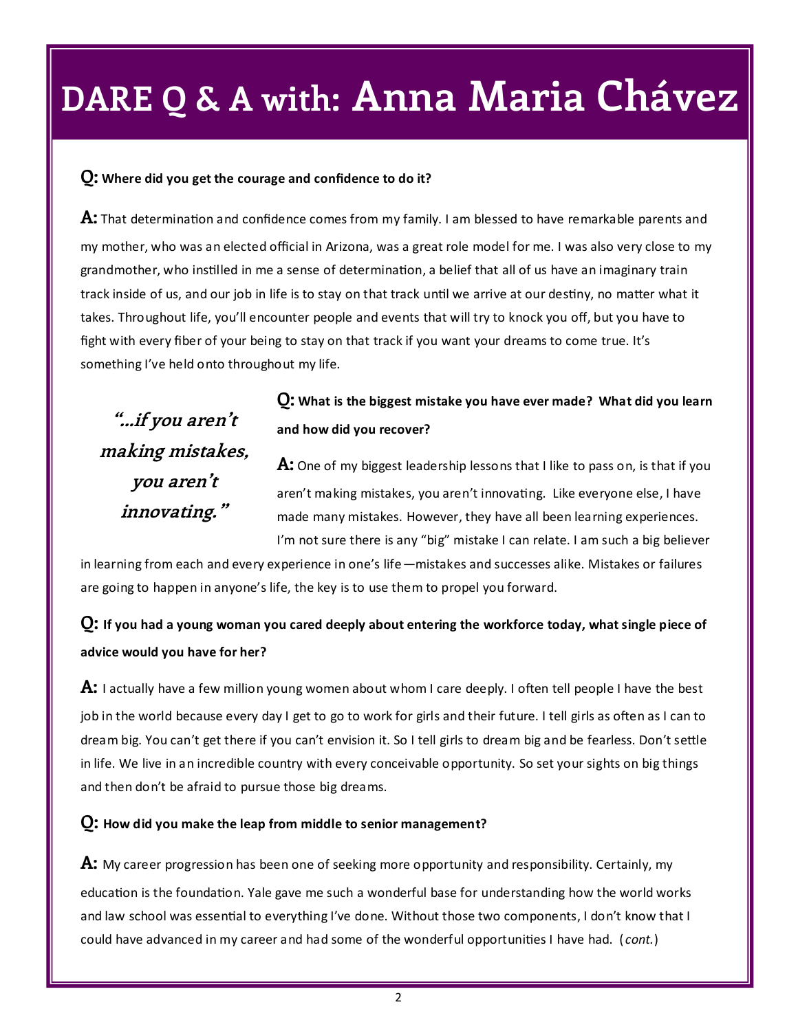# DARE Q & A with: Anna Maria Chávez

**Q: Where did you get the courage and confidence to do it?**

**A:** That determination and confidence comes from my family. I am blessed to have remarkable parents and my mother, who was an elected official in Arizona, was a great role model for me. I was also very close to my grandmother, who instilled in me a sense of determination, a belief that all of us have an imaginary train track inside of us, and our job in life is to stay on that track until we arrive at our destiny, no matter what it takes. Throughout life, you'll encounter people and events that will try to knock you off, but you have to fight with every fiber of your being to stay on that track if you want your dreams to come true. It's something I've held onto throughout my life.

***"…if you aren't making mistakes, you aren't innovating."***

**Q: What is the biggest mistake you have ever made? What did you learn and how did you recover?**

**A:** One of my biggest leadership lessons that I like to pass on, is that if you aren't making mistakes, you aren't innovating. Like everyone else, I have made many mistakes. However, they have all been learning experiences. I'm not sure there is any "big" mistake I can relate. I am such a big believer in learning from each and every experience in one's life—mistakes and successes alike. Mistakes or failures are going to happen in anyone's life, the key is to use them to propel you forward.

**Q: If you had a young woman you cared deeply about entering the workforce today, what single piece of advice would you have for her?**

**A:** I actually have a few million young women about whom I care deeply. I often tell people I have the best job in the world because every day I get to go to work for girls and their future. I tell girls as often as I can to dream big. You can't get there if you can't envision it. So I tell girls to dream big and be fearless. Don't settle in life. We live in an incredible country with every conceivable opportunity. So set your sights on big things and then don't be afraid to pursue those big dreams.

**Q: How did you make the leap from middle to senior management?**

**A:** My career progression has been one of seeking more opportunity and responsibility. Certainly, my education is the foundation. Yale gave me such a wonderful base for understanding how the world works and law school was essential to everything I've done. Without those two components, I don't know that I could have advanced in my career and had some of the wonderful opportunities I have had. (*cont.*)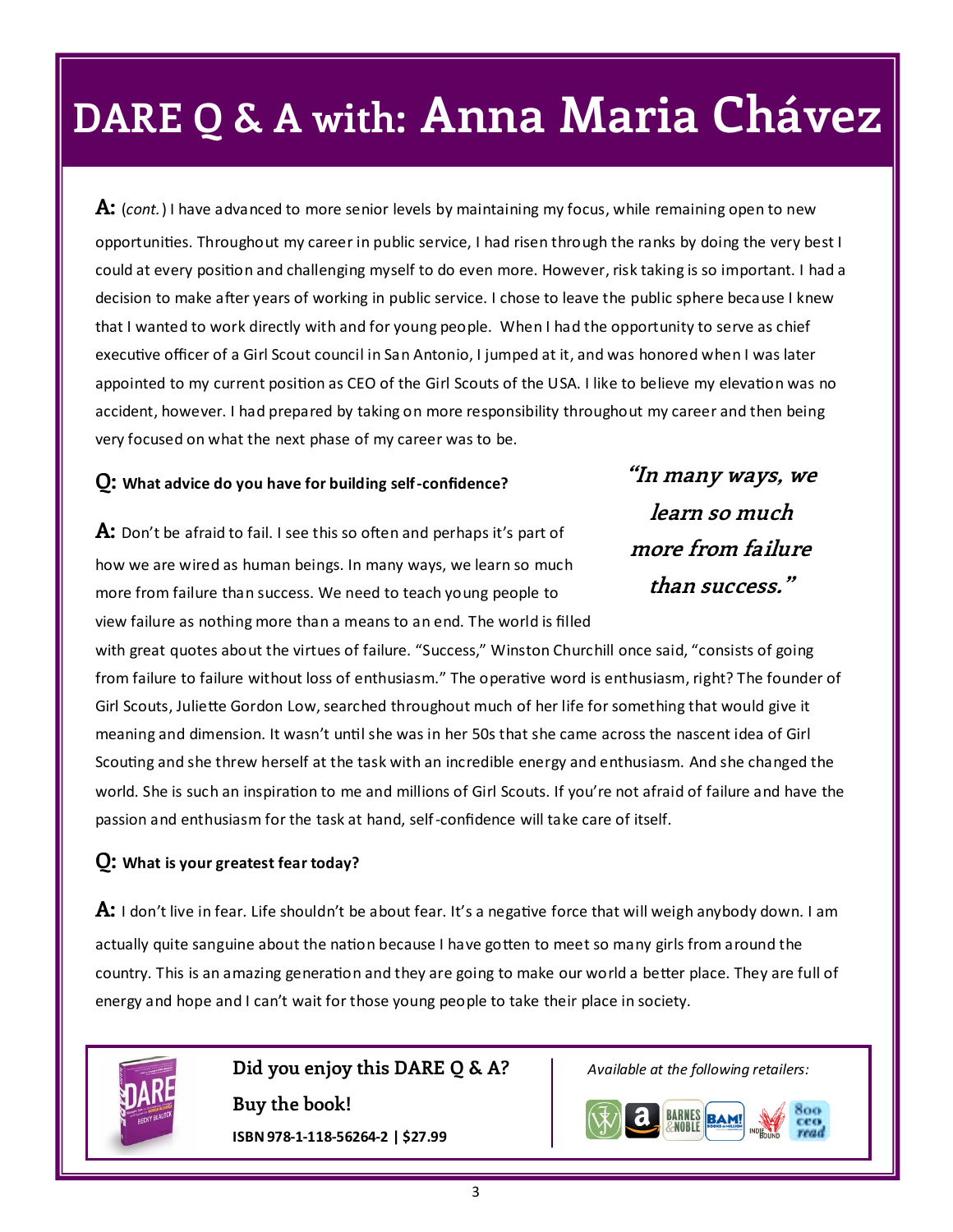# DARE Q & A with: Anna Maria Chávez

**A:** (*cont.*) I have advanced to more senior levels by maintaining my focus, while remaining open to new opportunities. Throughout my career in public service, I had risen through the ranks by doing the very best I could at every position and challenging myself to do even more. However, risk taking is so important. I had a decision to make after years of working in public service. I chose to leave the public sphere because I knew that I wanted to work directly with and for young people. When I had the opportunity to serve as chief executive officer of a Girl Scout council in San Antonio, I jumped at it, and was honored when I was later appointed to my current position as CEO of the Girl Scouts of the USA. I like to believe my elevation was no accident, however. I had prepared by taking on more responsibility throughout my career and then being very focused on what the next phase of my career was to be.

**Q: What advice do you have for building self-confidence?**

**A:** Don't be afraid to fail. I see this so often and perhaps it's part of how we are wired as human beings. In many ways, we learn so much more from failure than success. We need to teach young people to view failure as nothing more than a means to an end. The world is filled with great quotes about the virtues of failure. "Success," Winston Churchill once said, "consists of going from failure to failure without loss of enthusiasm." The operative word is enthusiasm, right? The founder of Girl Scouts, Juliette Gordon Low, searched throughout much of her life for something that would give it meaning and dimension. It wasn't until she was in her 50s that she came across the nascent idea of Girl Scouting and she threw herself at the task with an incredible energy and enthusiasm. And she changed the world. She is such an inspiration to me and millions of Girl Scouts. If you're not afraid of failure and have the passion and enthusiasm for the task at hand, self-confidence will take care of itself.

> ***"In many ways, we learn so much more from failure than success."***

**Q: What is your greatest fear today?**

**A:** I don't live in fear. Life shouldn't be about fear. It's a negative force that will weigh anybody down. I am actually quite sanguine about the nation because I have gotten to meet so many girls from around the country. This is an amazing generation and they are going to make our world a better place. They are full of energy and hope and I can't wait for those young people to take their place in society.

**Did you enjoy this DARE Q & A?**

**Buy the book!**

**ISBN 978-1-118-56264-2 | $27.99**

*Available at the following retailers:*